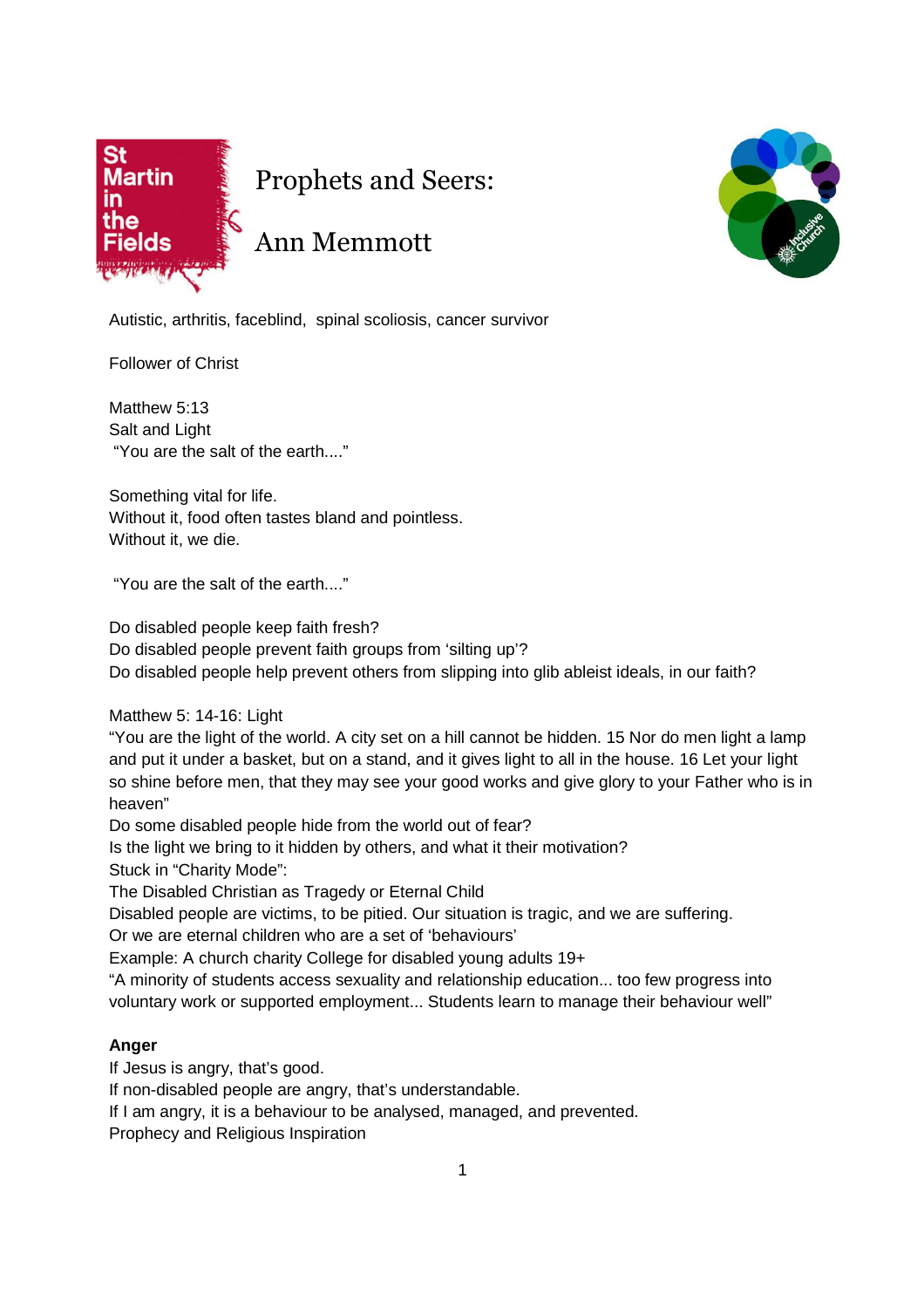# Prophets and Seers:

# Ann Memmott

Autistic, arthritis, faceblind, spinal scoliosis, cancer survivor

Follower of Christ

Matthew 5:13
Salt and Light
"You are the salt of the earth...."

Something vital for life.
Without it, food often tastes bland and pointless.
Without it, we die.

"You are the salt of the earth...."

Do disabled people keep faith fresh?
Do disabled people prevent faith groups from 'silting up'?
Do disabled people help prevent others from slipping into glib ableist ideals, in our faith?

Matthew 5: 14-16: Light
"You are the light of the world. A city set on a hill cannot be hidden. 15 Nor do men light a lamp and put it under a basket, but on a stand, and it gives light to all in the house. 16 Let your light so shine before men, that they may see your good works and give glory to your Father who is in heaven"
Do some disabled people hide from the world out of fear?
Is the light we bring to it hidden by others, and what it their motivation?
Stuck in "Charity Mode":
The Disabled Christian as Tragedy or Eternal Child
Disabled people are victims, to be pitied. Our situation is tragic, and we are suffering.
Or we are eternal children who are a set of 'behaviours'
Example: A church charity College for disabled young adults 19+
"A minority of students access sexuality and relationship education... too few progress into voluntary work or supported employment... Students learn to manage their behaviour well"

**Anger**
If Jesus is angry, that's good.
If non-disabled people are angry, that's understandable.
If I am angry, it is a behaviour to be analysed, managed, and prevented.
Prophecy and Religious Inspiration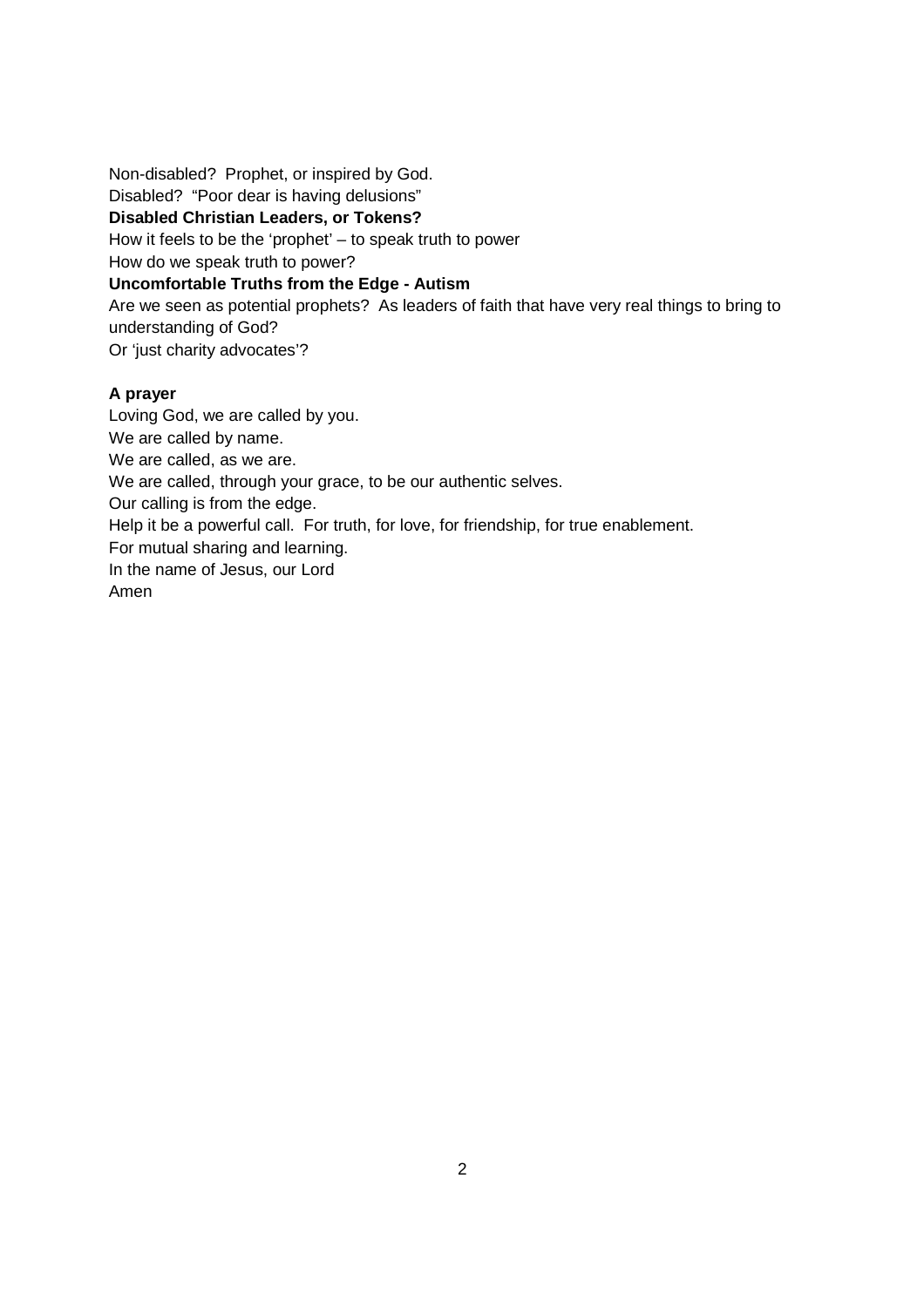Non-disabled? Prophet, or inspired by God.
Disabled? "Poor dear is having delusions"

**Disabled Christian Leaders, or Tokens?**

How it feels to be the 'prophet' – to speak truth to power
How do we speak truth to power?

**Uncomfortable Truths from the Edge - Autism**

Are we seen as potential prophets? As leaders of faith that have very real things to bring to understanding of God?
Or 'just charity advocates'?

**A prayer**

Loving God, we are called by you.
We are called by name.
We are called, as we are.
We are called, through your grace, to be our authentic selves.
Our calling is from the edge.
Help it be a powerful call. For truth, for love, for friendship, for true enablement.
For mutual sharing and learning.
In the name of Jesus, our Lord
Amen